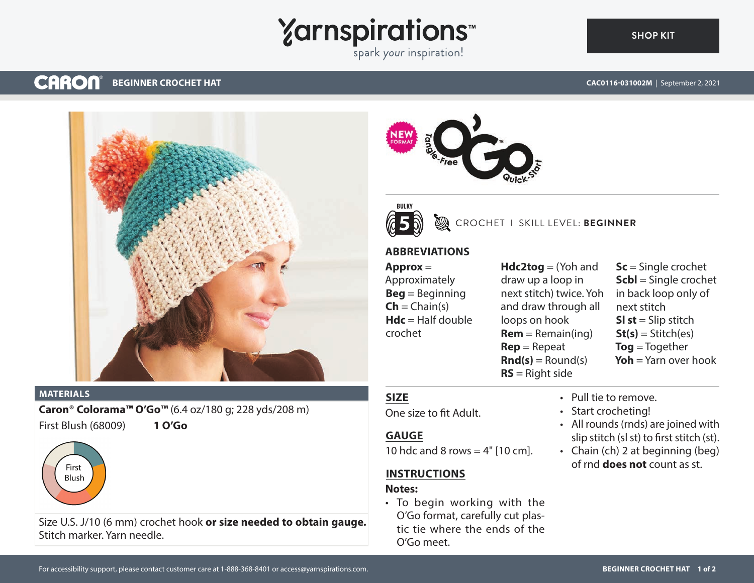Yarnspirations™
spark your inspiration!

SHOP KIT

CARON® **BEGINNER CROCHET HAT**

CAC0116-031002M | September 2, 2021

NEW FORMAT — Tangle-Free O'Go™ Quick-Start

BULKY 5

CROCHET I SKILL LEVEL: **BEGINNER**

## ABBREVIATIONS

**Approx** = Approximately
**Beg** = Beginning
**Ch** = Chain(s)
**Hdc** = Half double crochet
**Hdc2tog** = (Yoh and draw up a loop in next stitch) twice. Yoh and draw through all loops on hook
**Rem** = Remain(ing)
**Rep** = Repeat
**Rnd(s)** = Round(s)
**RS** = Right side
**Sc** = Single crochet
**Scbl** = Single crochet in back loop only of next stitch
**Sl st** = Slip stitch
**St(s)** = Stitch(es)
**Tog** = Together
**Yoh** = Yarn over hook

## MATERIALS

**Caron® Colorama™ O'Go™** (6.4 oz/180 g; 228 yds/208 m)

First Blush (68009) **1 O'Go**

First Blush

Size U.S. J/10 (6 mm) crochet hook **or size needed to obtain gauge.** Stitch marker. Yarn needle.

## SIZE

One size to fit Adult.

## GAUGE

10 hdc and 8 rows = 4" [10 cm].

## INSTRUCTIONS

**Notes:**

- To begin working with the O'Go format, carefully cut plastic tie where the ends of the O'Go meet.
- Pull tie to remove.
- Start crocheting!
- All rounds (rnds) are joined with slip stitch (sl st) to first stitch (st).
- Chain (ch) 2 at beginning (beg) of rnd **does not** count as st.

For accessibility support, please contact customer care at 1-888-368-8401 or access@yarnspirations.com.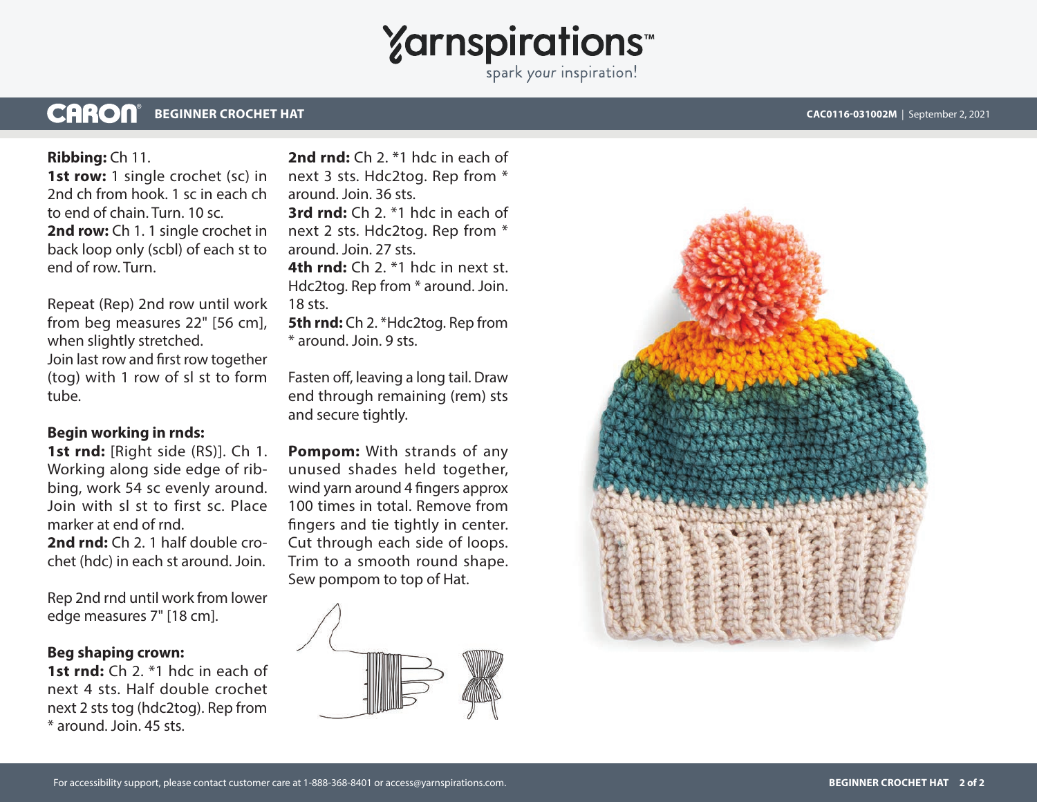**Ribbing:** Ch 11.

**1st row:** 1 single crochet (sc) in 2nd ch from hook. 1 sc in each ch to end of chain. Turn. 10 sc.

**2nd row:** Ch 1. 1 single crochet in back loop only (scbl) of each st to end of row. Turn.

Repeat (Rep) 2nd row until work from beg measures 22" [56 cm], when slightly stretched.

Join last row and first row together (tog) with 1 row of sl st to form tube.

**Begin working in rnds:**

**1st rnd:** [Right side (RS)]. Ch 1. Working along side edge of ribbing, work 54 sc evenly around. Join with sl st to first sc. Place marker at end of rnd.

**2nd rnd:** Ch 2. 1 half double crochet (hdc) in each st around. Join.

Rep 2nd rnd until work from lower edge measures 7" [18 cm].

**Beg shaping crown:**

**1st rnd:** Ch 2. *1 hdc in each of next 4 sts. Half double crochet next 2 sts tog (hdc2tog). Rep from * around. Join. 45 sts.

**2nd rnd:** Ch 2. *1 hdc in each of next 3 sts. Hdc2tog. Rep from * around. Join. 36 sts.

**3rd rnd:** Ch 2. *1 hdc in each of next 2 sts. Hdc2tog. Rep from * around. Join. 27 sts.

**4th rnd:** Ch 2. *1 hdc in next st. Hdc2tog. Rep from * around. Join. 18 sts.

**5th rnd:** Ch 2. *Hdc2tog. Rep from * around. Join. 9 sts.

Fasten off, leaving a long tail. Draw end through remaining (rem) sts and secure tightly.

**Pompom:** With strands of any unused shades held together, wind yarn around 4 fingers approx 100 times in total. Remove from fingers and tie tightly in center. Cut through each side of loops. Trim to a smooth round shape. Sew pompom to top of Hat.

For accessibility support, please contact customer care at 1-888-368-8401 or access@yarnspirations.com.